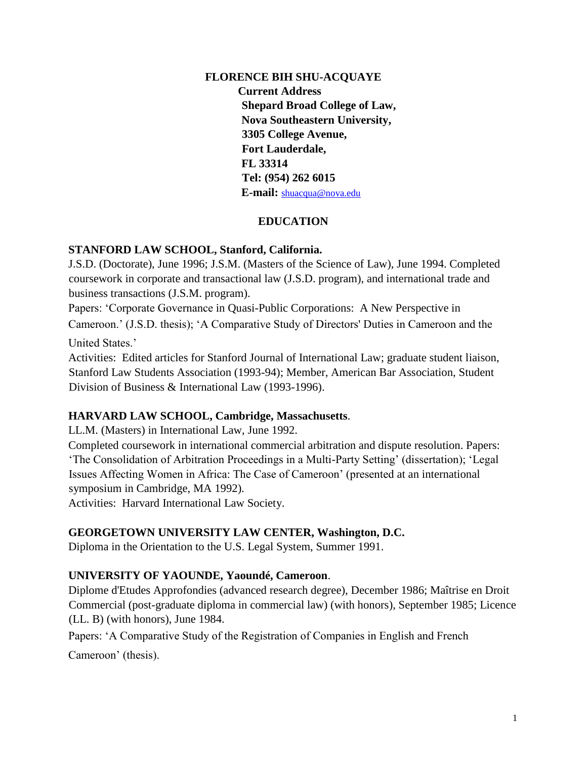**FLORENCE BIH SHU-ACQUAYE**

**Current Address**
**Shepard Broad College of Law,**
**Nova Southeastern University,**
**3305 College Avenue,**
**Fort Lauderdale,**
**FL 33314**
**Tel: (954) 262 6015**
**E-mail:** shuacqua@nova.edu

## EDUCATION

**STANFORD LAW SCHOOL, Stanford, California.**

J.S.D. (Doctorate), June 1996; J.S.M. (Masters of the Science of Law), June 1994. Completed coursework in corporate and transactional law (J.S.D. program), and international trade and business transactions (J.S.M. program).

Papers: 'Corporate Governance in Quasi-Public Corporations: A New Perspective in Cameroon.' (J.S.D. thesis); 'A Comparative Study of Directors' Duties in Cameroon and the United States.'

Activities: Edited articles for Stanford Journal of International Law; graduate student liaison, Stanford Law Students Association (1993-94); Member, American Bar Association, Student Division of Business & International Law (1993-1996).

**HARVARD LAW SCHOOL, Cambridge, Massachusetts**.

LL.M. (Masters) in International Law, June 1992.

Completed coursework in international commercial arbitration and dispute resolution. Papers: 'The Consolidation of Arbitration Proceedings in a Multi-Party Setting' (dissertation); 'Legal Issues Affecting Women in Africa: The Case of Cameroon' (presented at an international symposium in Cambridge, MA 1992).

Activities: Harvard International Law Society.

**GEORGETOWN UNIVERSITY LAW CENTER, Washington, D.C.**

Diploma in the Orientation to the U.S. Legal System, Summer 1991.

**UNIVERSITY OF YAOUNDE, Yaoundé, Cameroon**.

Diplome d'Etudes Approfondies (advanced research degree), December 1986; Maîtrise en Droit Commercial (post-graduate diploma in commercial law) (with honors), September 1985; Licence (LL. B) (with honors), June 1984.

Papers: 'A Comparative Study of the Registration of Companies in English and French Cameroon' (thesis).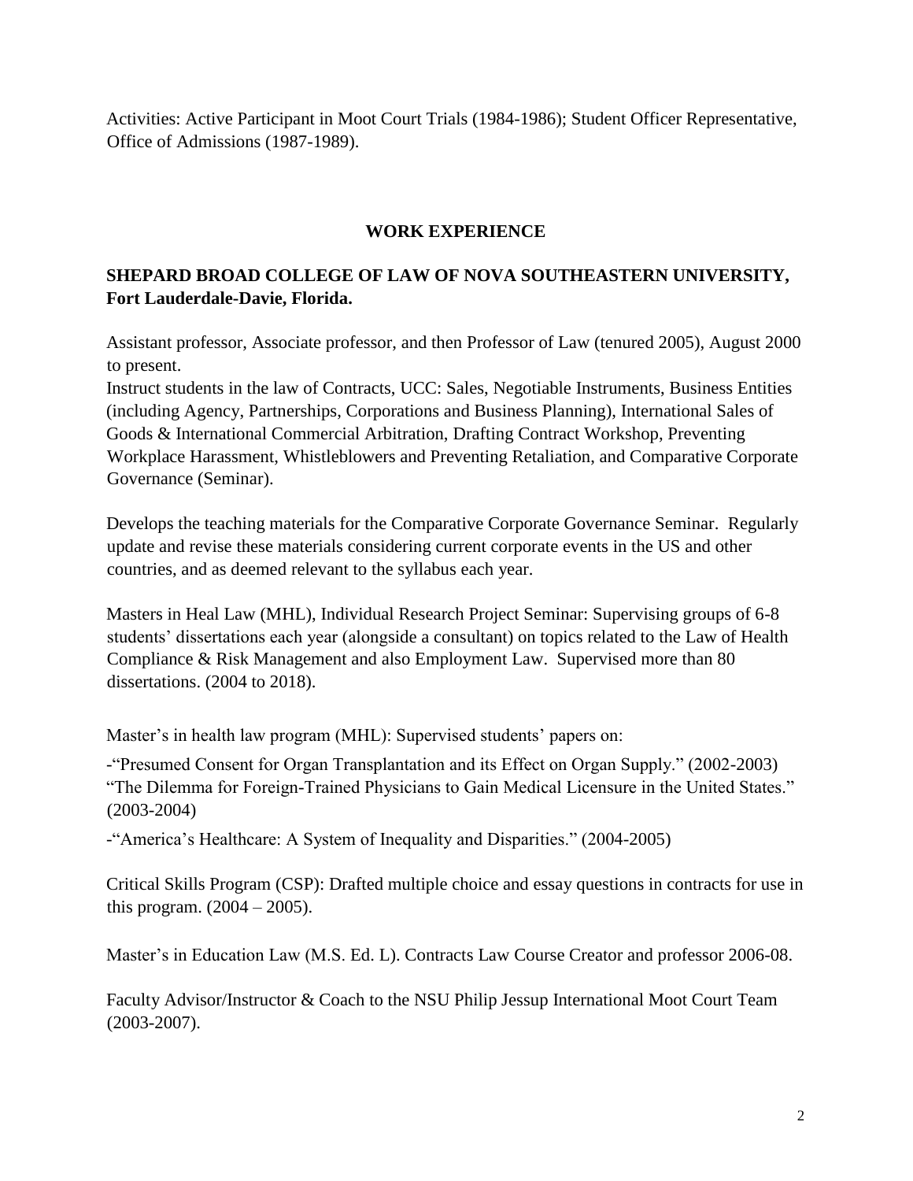Activities: Active Participant in Moot Court Trials (1984-1986); Student Officer Representative, Office of Admissions (1987-1989).

## WORK EXPERIENCE

**SHEPARD BROAD COLLEGE OF LAW OF NOVA SOUTHEASTERN UNIVERSITY, Fort Lauderdale-Davie, Florida.**

Assistant professor, Associate professor, and then Professor of Law (tenured 2005), August 2000 to present.
Instruct students in the law of Contracts, UCC: Sales, Negotiable Instruments, Business Entities (including Agency, Partnerships, Corporations and Business Planning), International Sales of Goods & International Commercial Arbitration, Drafting Contract Workshop, Preventing Workplace Harassment, Whistleblowers and Preventing Retaliation, and Comparative Corporate Governance (Seminar).

Develops the teaching materials for the Comparative Corporate Governance Seminar. Regularly update and revise these materials considering current corporate events in the US and other countries, and as deemed relevant to the syllabus each year.

Masters in Heal Law (MHL), Individual Research Project Seminar: Supervising groups of 6-8 students' dissertations each year (alongside a consultant) on topics related to the Law of Health Compliance & Risk Management and also Employment Law. Supervised more than 80 dissertations. (2004 to 2018).

Master's in health law program (MHL): Supervised students' papers on:

-"Presumed Consent for Organ Transplantation and its Effect on Organ Supply." (2002-2003)
"The Dilemma for Foreign-Trained Physicians to Gain Medical Licensure in the United States." (2003-2004)

-"America's Healthcare: A System of Inequality and Disparities." (2004-2005)

Critical Skills Program (CSP): Drafted multiple choice and essay questions in contracts for use in this program. (2004 – 2005).

Master's in Education Law (M.S. Ed. L). Contracts Law Course Creator and professor 2006-08.

Faculty Advisor/Instructor & Coach to the NSU Philip Jessup International Moot Court Team (2003-2007).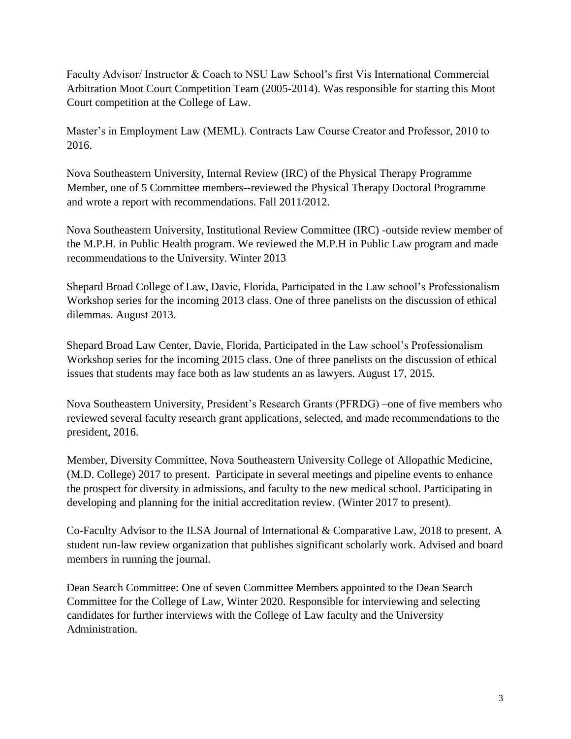Faculty Advisor/ Instructor & Coach to NSU Law School's first Vis International Commercial Arbitration Moot Court Competition Team (2005-2014). Was responsible for starting this Moot Court competition at the College of Law.

Master's in Employment Law (MEML). Contracts Law Course Creator and Professor, 2010 to 2016.

Nova Southeastern University, Internal Review (IRC) of the Physical Therapy Programme Member, one of 5 Committee members--reviewed the Physical Therapy Doctoral Programme and wrote a report with recommendations. Fall 2011/2012.

Nova Southeastern University, Institutional Review Committee (IRC) -outside review member of the M.P.H. in Public Health program. We reviewed the M.P.H in Public Law program and made recommendations to the University. Winter 2013

Shepard Broad College of Law, Davie, Florida, Participated in the Law school's Professionalism Workshop series for the incoming 2013 class. One of three panelists on the discussion of ethical dilemmas. August 2013.

Shepard Broad Law Center, Davie, Florida, Participated in the Law school's Professionalism Workshop series for the incoming 2015 class. One of three panelists on the discussion of ethical issues that students may face both as law students an as lawyers. August 17, 2015.

Nova Southeastern University, President's Research Grants (PFRDG) –one of five members who reviewed several faculty research grant applications, selected, and made recommendations to the president, 2016.

Member, Diversity Committee, Nova Southeastern University College of Allopathic Medicine, (M.D. College) 2017 to present. Participate in several meetings and pipeline events to enhance the prospect for diversity in admissions, and faculty to the new medical school. Participating in developing and planning for the initial accreditation review. (Winter 2017 to present).

Co-Faculty Advisor to the ILSA Journal of International & Comparative Law, 2018 to present. A student run-law review organization that publishes significant scholarly work. Advised and board members in running the journal.

Dean Search Committee: One of seven Committee Members appointed to the Dean Search Committee for the College of Law, Winter 2020. Responsible for interviewing and selecting candidates for further interviews with the College of Law faculty and the University Administration.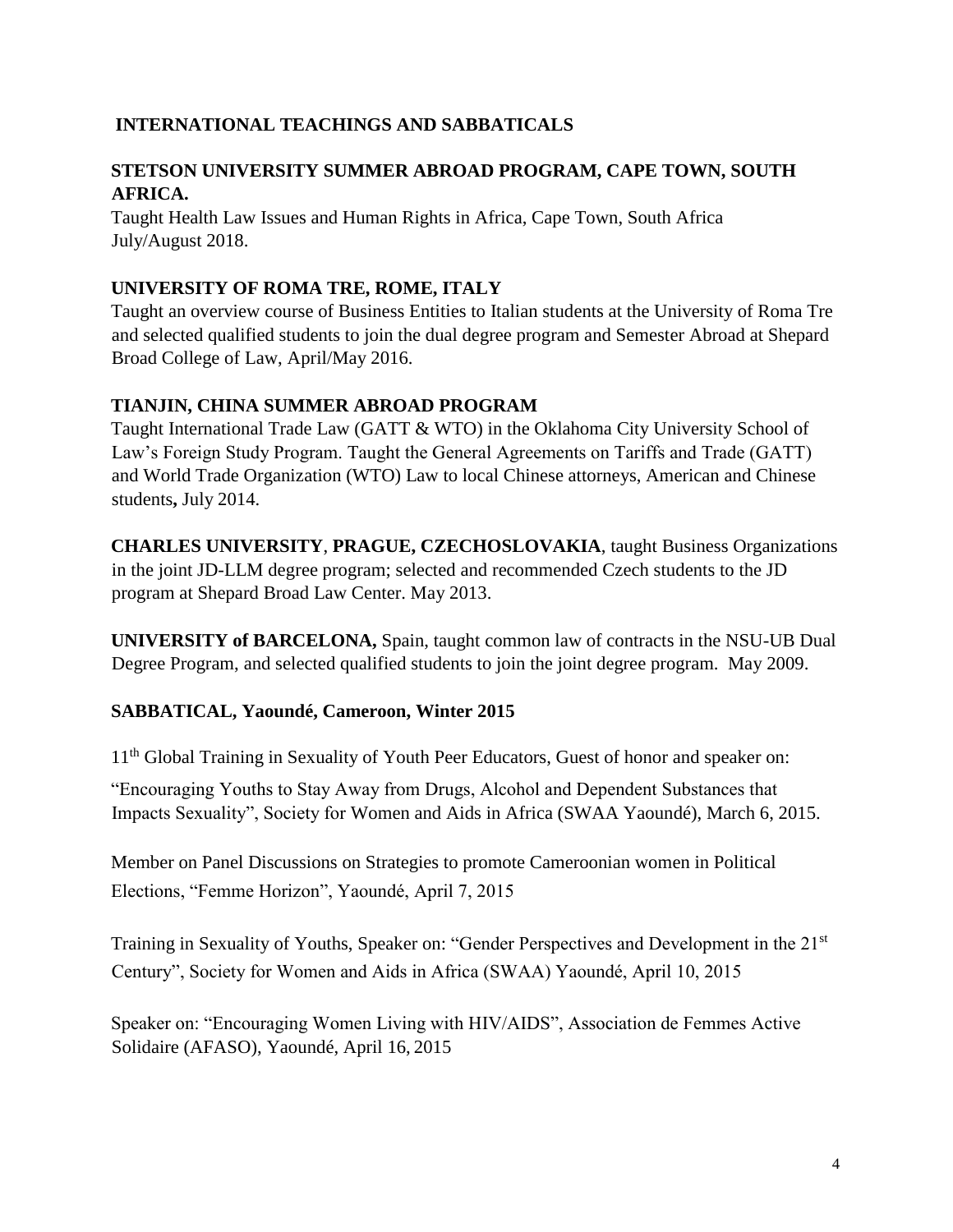## INTERNATIONAL TEACHINGS AND SABBATICALS

### STETSON UNIVERSITY SUMMER ABROAD PROGRAM, CAPE TOWN, SOUTH AFRICA.

Taught Health Law Issues and Human Rights in Africa, Cape Town, South Africa July/August 2018.

### UNIVERSITY OF ROMA TRE, ROME, ITALY

Taught an overview course of Business Entities to Italian students at the University of Roma Tre and selected qualified students to join the dual degree program and Semester Abroad at Shepard Broad College of Law, April/May 2016.

### TIANJIN, CHINA SUMMER ABROAD PROGRAM

Taught International Trade Law (GATT & WTO) in the Oklahoma City University School of Law's Foreign Study Program. Taught the General Agreements on Tariffs and Trade (GATT) and World Trade Organization (WTO) Law to local Chinese attorneys, American and Chinese students**,** July 2014.

**CHARLES UNIVERSITY**, **PRAGUE, CZECHOSLOVAKIA**, taught Business Organizations in the joint JD-LLM degree program; selected and recommended Czech students to the JD program at Shepard Broad Law Center. May 2013.

**UNIVERSITY of BARCELONA,** Spain, taught common law of contracts in the NSU-UB Dual Degree Program, and selected qualified students to join the joint degree program. May 2009.

### SABBATICAL, Yaoundé, Cameroon, Winter 2015

11th Global Training in Sexuality of Youth Peer Educators, Guest of honor and speaker on: "Encouraging Youths to Stay Away from Drugs, Alcohol and Dependent Substances that Impacts Sexuality", Society for Women and Aids in Africa (SWAA Yaoundé), March 6, 2015.

Member on Panel Discussions on Strategies to promote Cameroonian women in Political Elections, "Femme Horizon", Yaoundé, April 7, 2015

Training in Sexuality of Youths, Speaker on: "Gender Perspectives and Development in the 21st Century", Society for Women and Aids in Africa (SWAA) Yaoundé, April 10, 2015

Speaker on: "Encouraging Women Living with HIV/AIDS", Association de Femmes Active Solidaire (AFASO), Yaoundé, April 16, 2015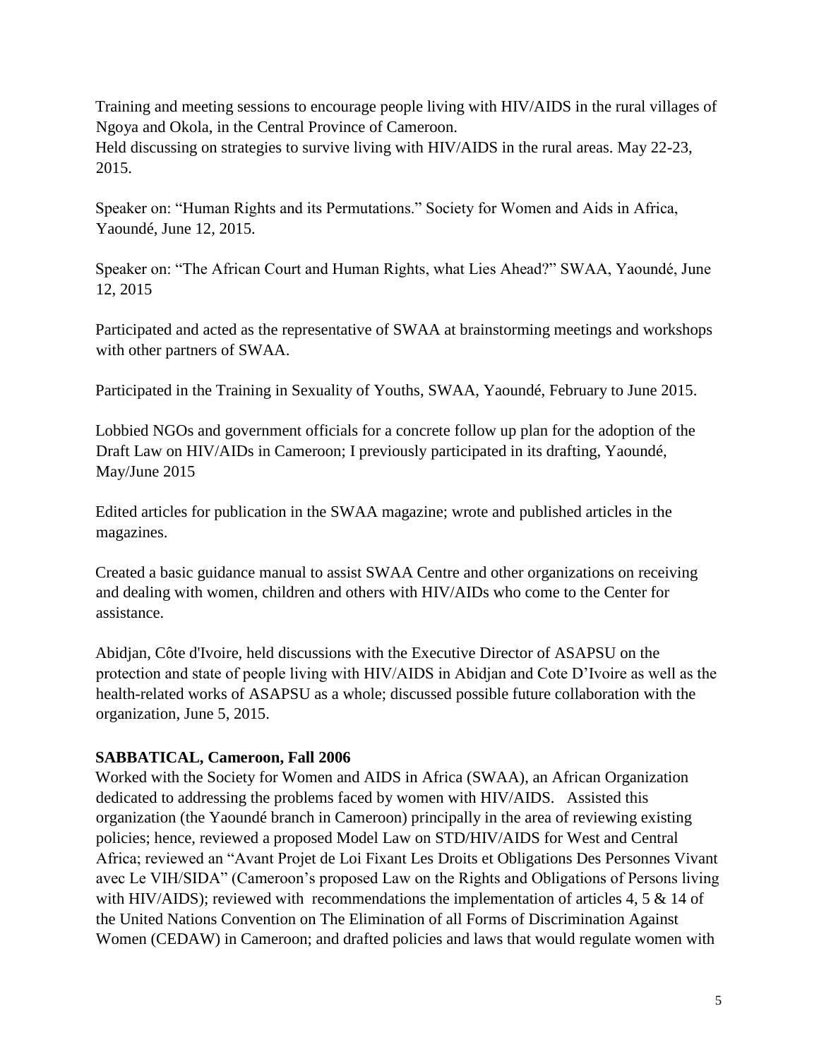Training and meeting sessions to encourage people living with HIV/AIDS in the rural villages of Ngoya and Okola, in the Central Province of Cameroon.
Held discussing on strategies to survive living with HIV/AIDS in the rural areas. May 22-23, 2015.

Speaker on: "Human Rights and its Permutations." Society for Women and Aids in Africa, Yaoundé, June 12, 2015.

Speaker on: "The African Court and Human Rights, what Lies Ahead?" SWAA, Yaoundé, June 12, 2015

Participated and acted as the representative of SWAA at brainstorming meetings and workshops with other partners of SWAA.

Participated in the Training in Sexuality of Youths, SWAA, Yaoundé, February to June 2015.

Lobbied NGOs and government officials for a concrete follow up plan for the adoption of the Draft Law on HIV/AIDs in Cameroon; I previously participated in its drafting, Yaoundé, May/June 2015

Edited articles for publication in the SWAA magazine; wrote and published articles in the magazines.

Created a basic guidance manual to assist SWAA Centre and other organizations on receiving and dealing with women, children and others with HIV/AIDs who come to the Center for assistance.

Abidjan, Côte d'Ivoire, held discussions with the Executive Director of ASAPSU on the protection and state of people living with HIV/AIDS in Abidjan and Cote D'Ivoire as well as the health-related works of ASAPSU as a whole; discussed possible future collaboration with the organization, June 5, 2015.

**SABBATICAL, Cameroon, Fall 2006**

Worked with the Society for Women and AIDS in Africa (SWAA), an African Organization dedicated to addressing the problems faced by women with HIV/AIDS. Assisted this organization (the Yaoundé branch in Cameroon) principally in the area of reviewing existing policies; hence, reviewed a proposed Model Law on STD/HIV/AIDS for West and Central Africa; reviewed an "Avant Projet de Loi Fixant Les Droits et Obligations Des Personnes Vivant avec Le VIH/SIDA" (Cameroon's proposed Law on the Rights and Obligations of Persons living with HIV/AIDS); reviewed with recommendations the implementation of articles 4, 5 & 14 of the United Nations Convention on The Elimination of all Forms of Discrimination Against Women (CEDAW) in Cameroon; and drafted policies and laws that would regulate women with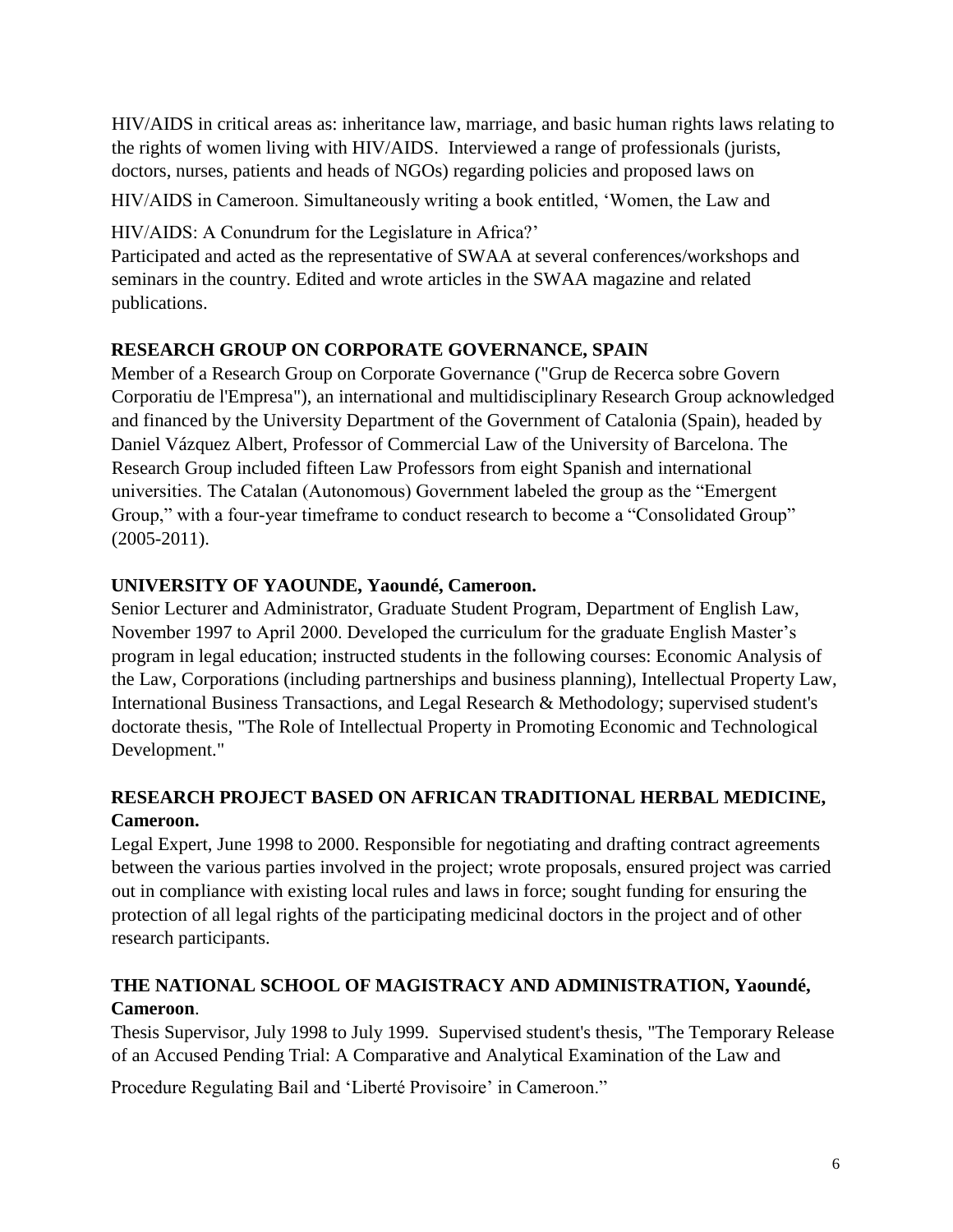HIV/AIDS in critical areas as: inheritance law, marriage, and basic human rights laws relating to the rights of women living with HIV/AIDS. Interviewed a range of professionals (jurists, doctors, nurses, patients and heads of NGOs) regarding policies and proposed laws on HIV/AIDS in Cameroon. Simultaneously writing a book entitled, 'Women, the Law and HIV/AIDS: A Conundrum for the Legislature in Africa?'

Participated and acted as the representative of SWAA at several conferences/workshops and seminars in the country. Edited and wrote articles in the SWAA magazine and related publications.

**RESEARCH GROUP ON CORPORATE GOVERNANCE, SPAIN**

Member of a Research Group on Corporate Governance ("Grup de Recerca sobre Govern Corporatiu de l'Empresa"), an international and multidisciplinary Research Group acknowledged and financed by the University Department of the Government of Catalonia (Spain), headed by Daniel Vázquez Albert, Professor of Commercial Law of the University of Barcelona. The Research Group included fifteen Law Professors from eight Spanish and international universities. The Catalan (Autonomous) Government labeled the group as the "Emergent Group," with a four-year timeframe to conduct research to become a "Consolidated Group" (2005-2011).

**UNIVERSITY OF YAOUNDE, Yaoundé, Cameroon.**

Senior Lecturer and Administrator, Graduate Student Program, Department of English Law, November 1997 to April 2000. Developed the curriculum for the graduate English Master's program in legal education; instructed students in the following courses: Economic Analysis of the Law, Corporations (including partnerships and business planning), Intellectual Property Law, International Business Transactions, and Legal Research & Methodology; supervised student's doctorate thesis, "The Role of Intellectual Property in Promoting Economic and Technological Development."

**RESEARCH PROJECT BASED ON AFRICAN TRADITIONAL HERBAL MEDICINE, Cameroon.**

Legal Expert, June 1998 to 2000. Responsible for negotiating and drafting contract agreements between the various parties involved in the project; wrote proposals, ensured project was carried out in compliance with existing local rules and laws in force; sought funding for ensuring the protection of all legal rights of the participating medicinal doctors in the project and of other research participants.

**THE NATIONAL SCHOOL OF MAGISTRACY AND ADMINISTRATION, Yaoundé, Cameroon**.

Thesis Supervisor, July 1998 to July 1999. Supervised student's thesis, "The Temporary Release of an Accused Pending Trial: A Comparative and Analytical Examination of the Law and Procedure Regulating Bail and 'Liberté Provisoire' in Cameroon."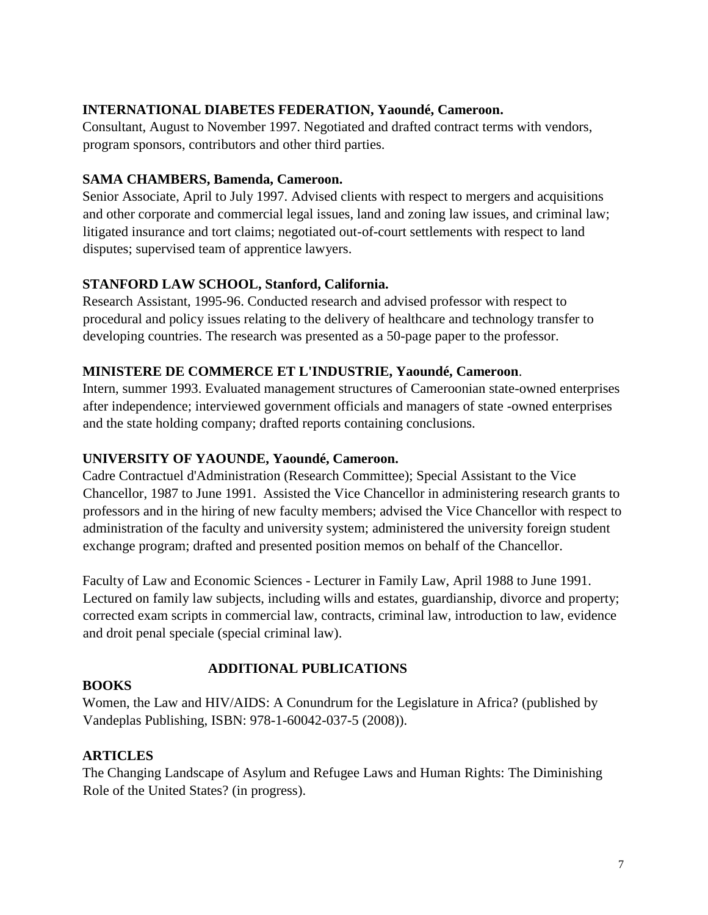**INTERNATIONAL DIABETES FEDERATION, Yaoundé, Cameroon.**
Consultant, August to November 1997. Negotiated and drafted contract terms with vendors, program sponsors, contributors and other third parties.

**SAMA CHAMBERS, Bamenda, Cameroon.**
Senior Associate, April to July 1997. Advised clients with respect to mergers and acquisitions and other corporate and commercial legal issues, land and zoning law issues, and criminal law; litigated insurance and tort claims; negotiated out-of-court settlements with respect to land disputes; supervised team of apprentice lawyers.

**STANFORD LAW SCHOOL, Stanford, California.**
Research Assistant, 1995-96. Conducted research and advised professor with respect to procedural and policy issues relating to the delivery of healthcare and technology transfer to developing countries. The research was presented as a 50-page paper to the professor.

**MINISTERE DE COMMERCE ET L'INDUSTRIE, Yaoundé, Cameroon**.
Intern, summer 1993. Evaluated management structures of Cameroonian state-owned enterprises after independence; interviewed government officials and managers of state -owned enterprises and the state holding company; drafted reports containing conclusions.

**UNIVERSITY OF YAOUNDE, Yaoundé, Cameroon.**
Cadre Contractuel d'Administration (Research Committee); Special Assistant to the Vice Chancellor, 1987 to June 1991. Assisted the Vice Chancellor in administering research grants to professors and in the hiring of new faculty members; advised the Vice Chancellor with respect to administration of the faculty and university system; administered the university foreign student exchange program; drafted and presented position memos on behalf of the Chancellor.

Faculty of Law and Economic Sciences - Lecturer in Family Law, April 1988 to June 1991. Lectured on family law subjects, including wills and estates, guardianship, divorce and property; corrected exam scripts in commercial law, contracts, criminal law, introduction to law, evidence and droit penal speciale (special criminal law).

## ADDITIONAL PUBLICATIONS

### BOOKS

Women, the Law and HIV/AIDS: A Conundrum for the Legislature in Africa? (published by Vandeplas Publishing, ISBN: 978-1-60042-037-5 (2008)).

### ARTICLES

The Changing Landscape of Asylum and Refugee Laws and Human Rights: The Diminishing Role of the United States? (in progress).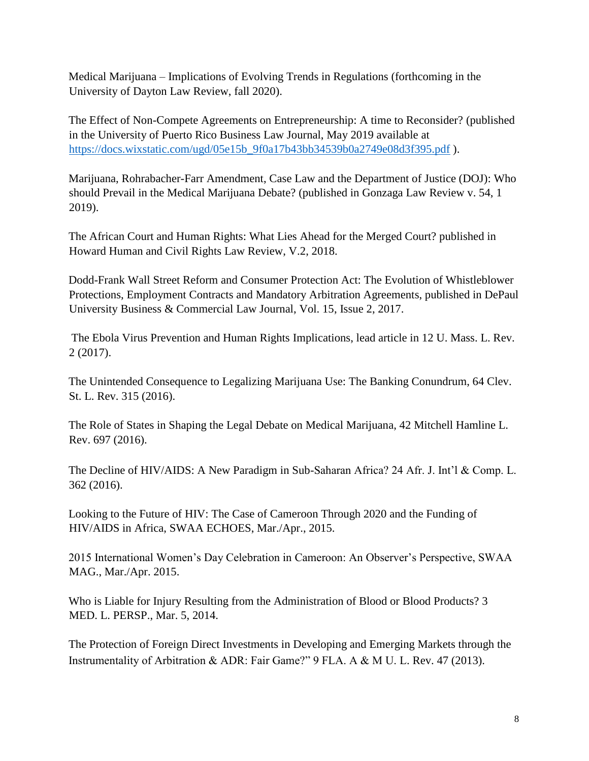Medical Marijuana – Implications of Evolving Trends in Regulations (forthcoming in the University of Dayton Law Review, fall 2020).

The Effect of Non-Compete Agreements on Entrepreneurship: A time to Reconsider? (published in the University of Puerto Rico Business Law Journal, May 2019 available at https://docs.wixstatic.com/ugd/05e15b_9f0a17b43bb34539b0a2749e08d3f395.pdf ).

Marijuana, Rohrabacher-Farr Amendment, Case Law and the Department of Justice (DOJ): Who should Prevail in the Medical Marijuana Debate? (published in Gonzaga Law Review v. 54, 1 2019).

The African Court and Human Rights: What Lies Ahead for the Merged Court? published in Howard Human and Civil Rights Law Review, V.2, 2018.

Dodd-Frank Wall Street Reform and Consumer Protection Act: The Evolution of Whistleblower Protections, Employment Contracts and Mandatory Arbitration Agreements, published in DePaul University Business & Commercial Law Journal, Vol. 15, Issue 2, 2017.

The Ebola Virus Prevention and Human Rights Implications, lead article in 12 U. Mass. L. Rev. 2 (2017).

The Unintended Consequence to Legalizing Marijuana Use: The Banking Conundrum, 64 Clev. St. L. Rev. 315 (2016).

The Role of States in Shaping the Legal Debate on Medical Marijuana, 42 Mitchell Hamline L. Rev. 697 (2016).

The Decline of HIV/AIDS: A New Paradigm in Sub-Saharan Africa? 24 Afr. J. Int'l & Comp. L. 362 (2016).

Looking to the Future of HIV: The Case of Cameroon Through 2020 and the Funding of HIV/AIDS in Africa, SWAA ECHOES, Mar./Apr., 2015.

2015 International Women's Day Celebration in Cameroon: An Observer's Perspective, SWAA MAG., Mar./Apr. 2015.

Who is Liable for Injury Resulting from the Administration of Blood or Blood Products? 3 MED. L. PERSP., Mar. 5, 2014.

The Protection of Foreign Direct Investments in Developing and Emerging Markets through the Instrumentality of Arbitration & ADR: Fair Game?" 9 FLA. A & M U. L. Rev. 47 (2013).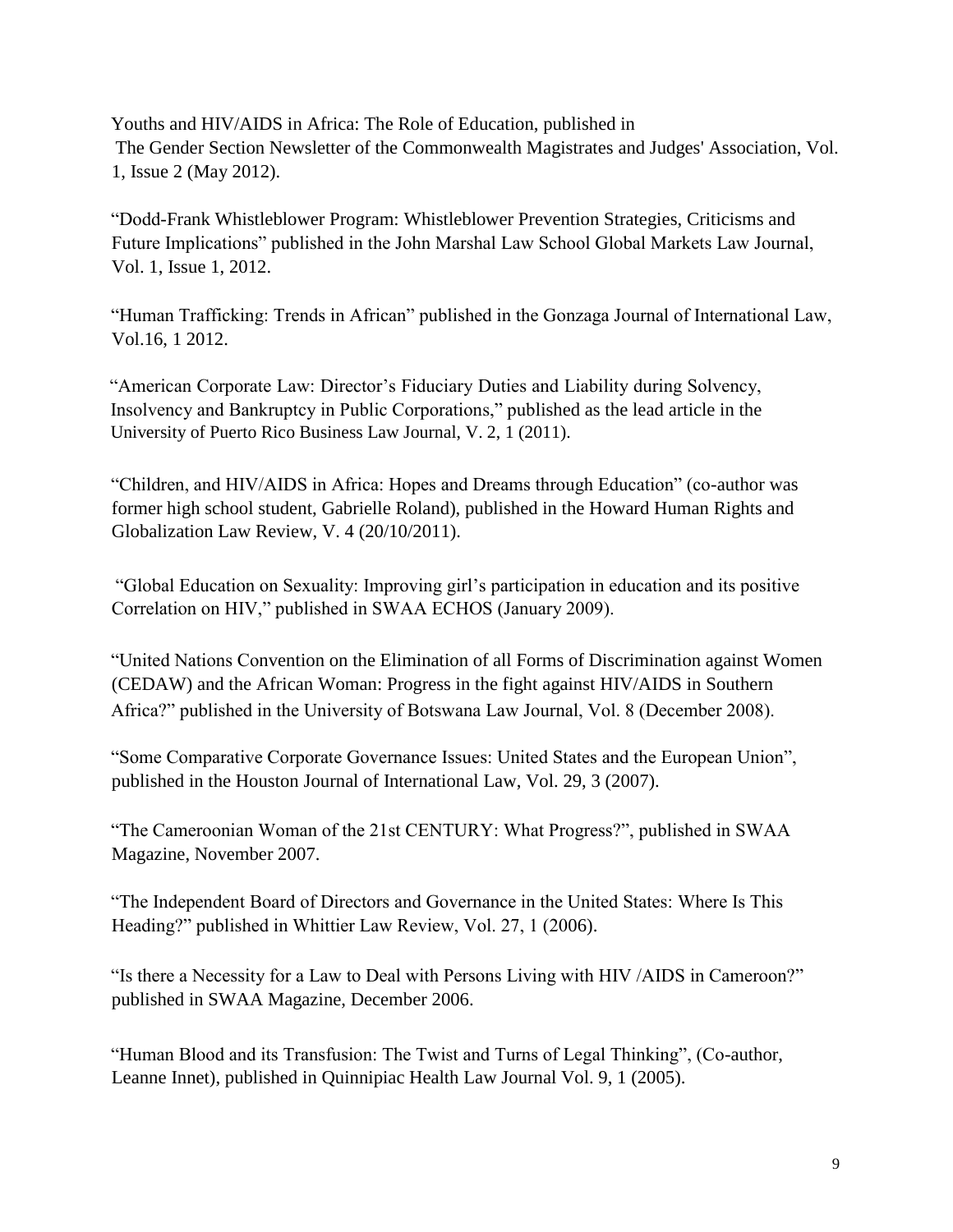Youths and HIV/AIDS in Africa: The Role of Education, published in The Gender Section Newsletter of the Commonwealth Magistrates and Judges' Association, Vol. 1, Issue 2 (May 2012).

"Dodd-Frank Whistleblower Program: Whistleblower Prevention Strategies, Criticisms and Future Implications" published in the John Marshal Law School Global Markets Law Journal, Vol. 1, Issue 1, 2012.

"Human Trafficking: Trends in African" published in the Gonzaga Journal of International Law, Vol.16, 1 2012.

"American Corporate Law: Director's Fiduciary Duties and Liability during Solvency, Insolvency and Bankruptcy in Public Corporations," published as the lead article in the University of Puerto Rico Business Law Journal, V. 2, 1 (2011).

"Children, and HIV/AIDS in Africa: Hopes and Dreams through Education" (co-author was former high school student, Gabrielle Roland), published in the Howard Human Rights and Globalization Law Review, V. 4 (20/10/2011).

"Global Education on Sexuality: Improving girl's participation in education and its positive Correlation on HIV," published in SWAA ECHOS (January 2009).

"United Nations Convention on the Elimination of all Forms of Discrimination against Women (CEDAW) and the African Woman: Progress in the fight against HIV/AIDS in Southern Africa?" published in the University of Botswana Law Journal, Vol. 8 (December 2008).

"Some Comparative Corporate Governance Issues: United States and the European Union", published in the Houston Journal of International Law, Vol. 29, 3 (2007).

"The Cameroonian Woman of the 21st CENTURY: What Progress?", published in SWAA Magazine, November 2007.

"The Independent Board of Directors and Governance in the United States: Where Is This Heading?" published in Whittier Law Review, Vol. 27, 1 (2006).

"Is there a Necessity for a Law to Deal with Persons Living with HIV /AIDS in Cameroon?" published in SWAA Magazine, December 2006.

"Human Blood and its Transfusion: The Twist and Turns of Legal Thinking", (Co-author, Leanne Innet), published in Quinnipiac Health Law Journal Vol. 9, 1 (2005).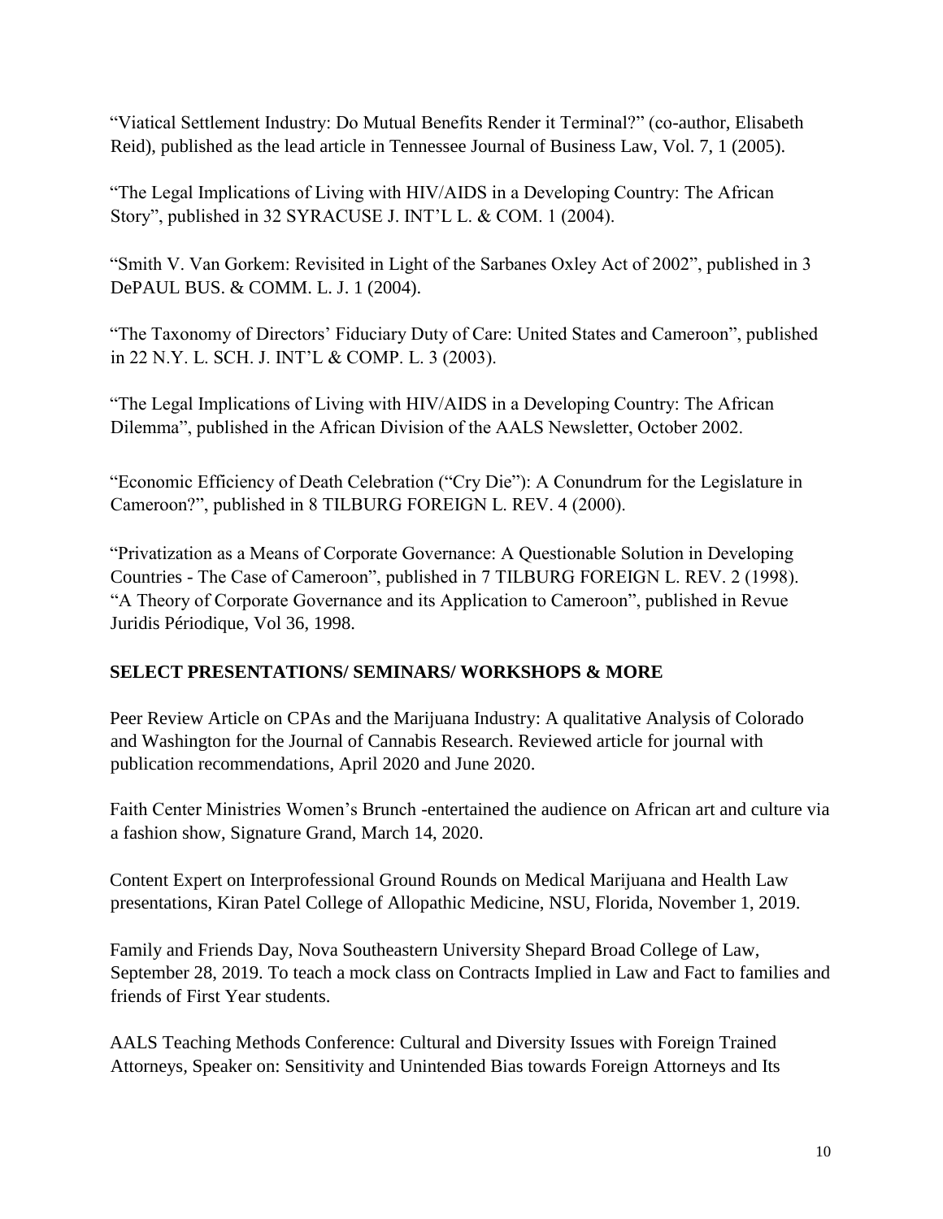"Viatical Settlement Industry: Do Mutual Benefits Render it Terminal?" (co-author, Elisabeth Reid), published as the lead article in Tennessee Journal of Business Law, Vol. 7, 1 (2005).

"The Legal Implications of Living with HIV/AIDS in a Developing Country: The African Story", published in 32 SYRACUSE J. INT'L L. & COM. 1 (2004).

"Smith V. Van Gorkem: Revisited in Light of the Sarbanes Oxley Act of 2002", published in 3 DePAUL BUS. & COMM. L. J. 1 (2004).

"The Taxonomy of Directors' Fiduciary Duty of Care: United States and Cameroon", published in 22 N.Y. L. SCH. J. INT'L & COMP. L. 3 (2003).

"The Legal Implications of Living with HIV/AIDS in a Developing Country: The African Dilemma", published in the African Division of the AALS Newsletter, October 2002.

"Economic Efficiency of Death Celebration ("Cry Die"): A Conundrum for the Legislature in Cameroon?", published in 8 TILBURG FOREIGN L. REV. 4 (2000).

"Privatization as a Means of Corporate Governance: A Questionable Solution in Developing Countries - The Case of Cameroon", published in 7 TILBURG FOREIGN L. REV. 2 (1998).
"A Theory of Corporate Governance and its Application to Cameroon", published in Revue Juridis Périodique, Vol 36, 1998.

## SELECT PRESENTATIONS/ SEMINARS/ WORKSHOPS & MORE

Peer Review Article on CPAs and the Marijuana Industry: A qualitative Analysis of Colorado and Washington for the Journal of Cannabis Research. Reviewed article for journal with publication recommendations, April 2020 and June 2020.

Faith Center Ministries Women's Brunch -entertained the audience on African art and culture via a fashion show, Signature Grand, March 14, 2020.

Content Expert on Interprofessional Ground Rounds on Medical Marijuana and Health Law presentations, Kiran Patel College of Allopathic Medicine, NSU, Florida, November 1, 2019.

Family and Friends Day, Nova Southeastern University Shepard Broad College of Law, September 28, 2019. To teach a mock class on Contracts Implied in Law and Fact to families and friends of First Year students.

AALS Teaching Methods Conference: Cultural and Diversity Issues with Foreign Trained Attorneys, Speaker on: Sensitivity and Unintended Bias towards Foreign Attorneys and Its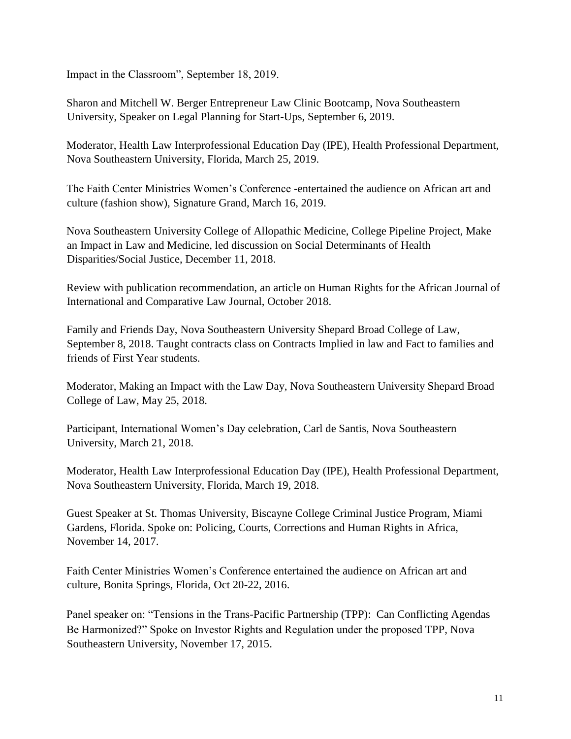Impact in the Classroom", September 18, 2019.

Sharon and Mitchell W. Berger Entrepreneur Law Clinic Bootcamp, Nova Southeastern University, Speaker on Legal Planning for Start-Ups, September 6, 2019.

Moderator, Health Law Interprofessional Education Day (IPE), Health Professional Department, Nova Southeastern University, Florida, March 25, 2019.

The Faith Center Ministries Women's Conference -entertained the audience on African art and culture (fashion show), Signature Grand, March 16, 2019.

Nova Southeastern University College of Allopathic Medicine, College Pipeline Project, Make an Impact in Law and Medicine, led discussion on Social Determinants of Health Disparities/Social Justice, December 11, 2018.

Review with publication recommendation, an article on Human Rights for the African Journal of International and Comparative Law Journal, October 2018.

Family and Friends Day, Nova Southeastern University Shepard Broad College of Law, September 8, 2018. Taught contracts class on Contracts Implied in law and Fact to families and friends of First Year students.

Moderator, Making an Impact with the Law Day, Nova Southeastern University Shepard Broad College of Law, May 25, 2018.

Participant, International Women's Day celebration, Carl de Santis, Nova Southeastern University, March 21, 2018.

Moderator, Health Law Interprofessional Education Day (IPE), Health Professional Department, Nova Southeastern University, Florida, March 19, 2018.

Guest Speaker at St. Thomas University, Biscayne College Criminal Justice Program, Miami Gardens, Florida. Spoke on: Policing, Courts, Corrections and Human Rights in Africa, November 14, 2017.

Faith Center Ministries Women's Conference entertained the audience on African art and culture, Bonita Springs, Florida, Oct 20-22, 2016.

Panel speaker on: "Tensions in the Trans-Pacific Partnership (TPP): Can Conflicting Agendas Be Harmonized?" Spoke on Investor Rights and Regulation under the proposed TPP, Nova Southeastern University, November 17, 2015.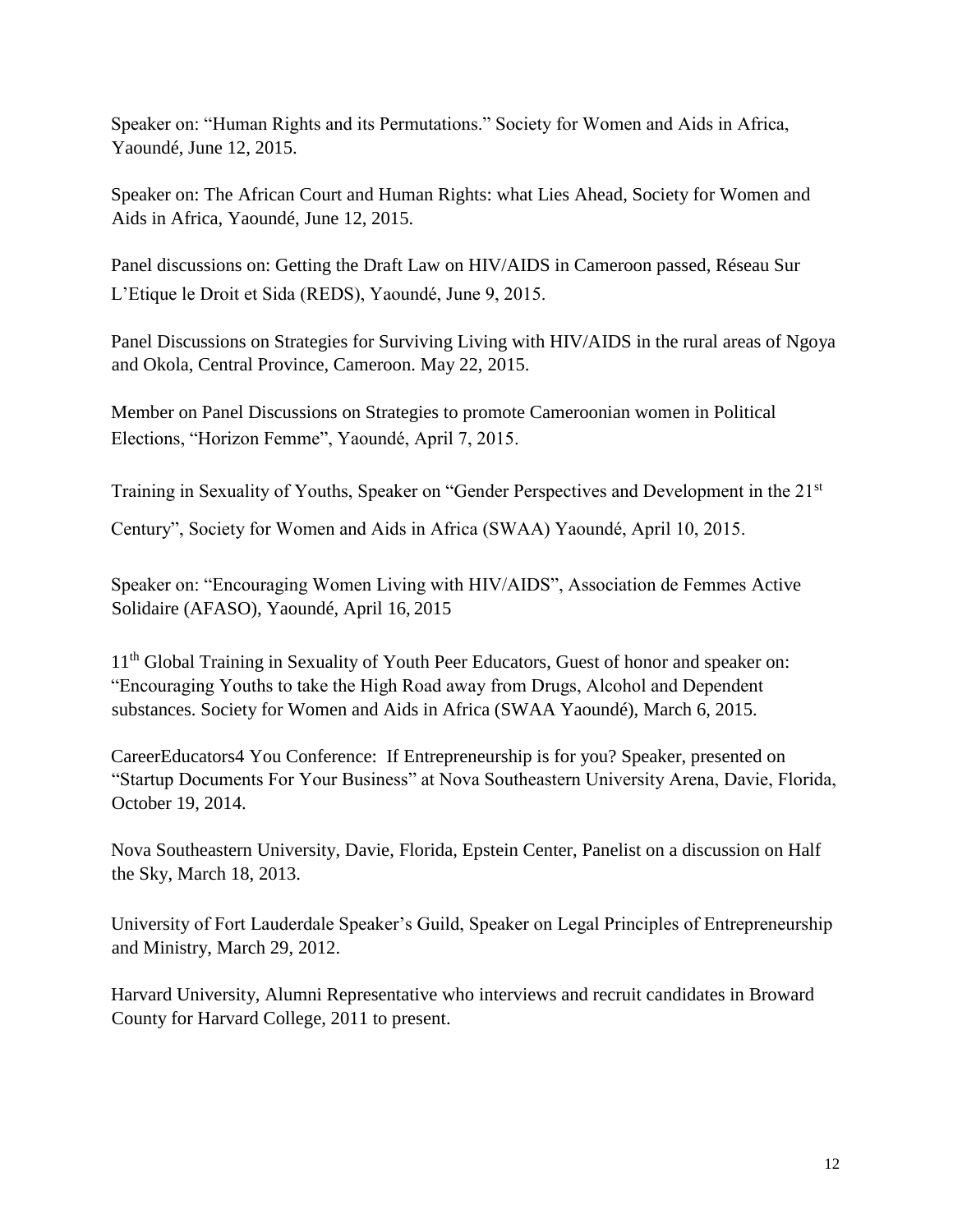Speaker on: "Human Rights and its Permutations." Society for Women and Aids in Africa, Yaoundé, June 12, 2015.

Speaker on: The African Court and Human Rights: what Lies Ahead, Society for Women and Aids in Africa, Yaoundé, June 12, 2015.

Panel discussions on: Getting the Draft Law on HIV/AIDS in Cameroon passed, Réseau Sur L'Etique le Droit et Sida (REDS), Yaoundé, June 9, 2015.

Panel Discussions on Strategies for Surviving Living with HIV/AIDS in the rural areas of Ngoya and Okola, Central Province, Cameroon. May 22, 2015.

Member on Panel Discussions on Strategies to promote Cameroonian women in Political Elections, "Horizon Femme", Yaoundé, April 7, 2015.

Training in Sexuality of Youths, Speaker on "Gender Perspectives and Development in the 21st Century", Society for Women and Aids in Africa (SWAA) Yaoundé, April 10, 2015.

Speaker on: "Encouraging Women Living with HIV/AIDS", Association de Femmes Active Solidaire (AFASO), Yaoundé, April 16, 2015

11th Global Training in Sexuality of Youth Peer Educators, Guest of honor and speaker on: "Encouraging Youths to take the High Road away from Drugs, Alcohol and Dependent substances. Society for Women and Aids in Africa (SWAA Yaoundé), March 6, 2015.

CareerEducators4 You Conference: If Entrepreneurship is for you? Speaker, presented on "Startup Documents For Your Business" at Nova Southeastern University Arena, Davie, Florida, October 19, 2014.

Nova Southeastern University, Davie, Florida, Epstein Center, Panelist on a discussion on Half the Sky, March 18, 2013.

University of Fort Lauderdale Speaker's Guild, Speaker on Legal Principles of Entrepreneurship and Ministry, March 29, 2012.

Harvard University, Alumni Representative who interviews and recruit candidates in Broward County for Harvard College, 2011 to present.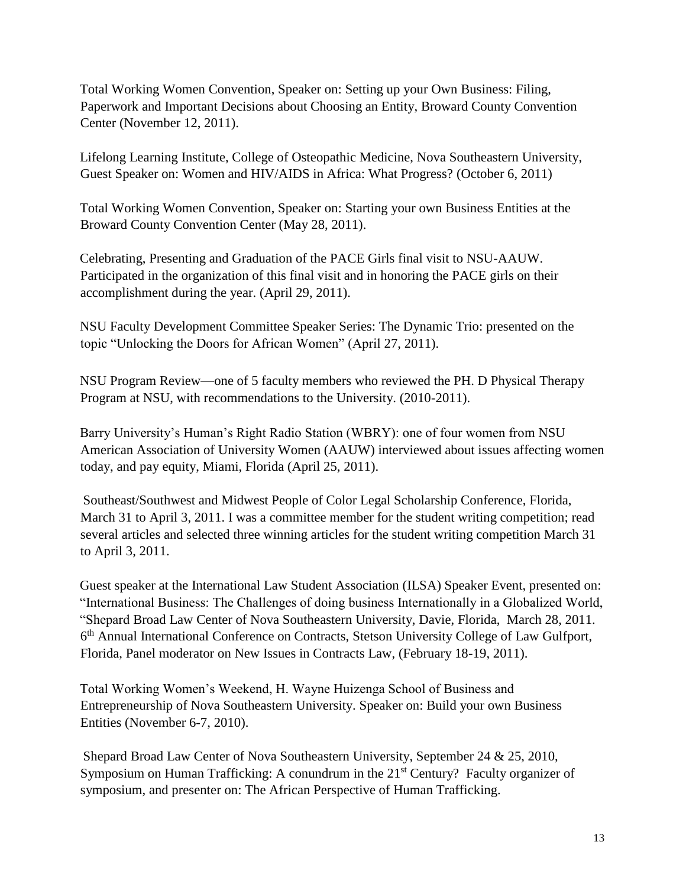Total Working Women Convention, Speaker on: Setting up your Own Business: Filing, Paperwork and Important Decisions about Choosing an Entity, Broward County Convention Center (November 12, 2011).

Lifelong Learning Institute, College of Osteopathic Medicine, Nova Southeastern University, Guest Speaker on: Women and HIV/AIDS in Africa: What Progress? (October 6, 2011)

Total Working Women Convention, Speaker on: Starting your own Business Entities at the Broward County Convention Center (May 28, 2011).

Celebrating, Presenting and Graduation of the PACE Girls final visit to NSU-AAUW. Participated in the organization of this final visit and in honoring the PACE girls on their accomplishment during the year. (April 29, 2011).

NSU Faculty Development Committee Speaker Series: The Dynamic Trio: presented on the topic "Unlocking the Doors for African Women" (April 27, 2011).

NSU Program Review—one of 5 faculty members who reviewed the PH. D Physical Therapy Program at NSU, with recommendations to the University. (2010-2011).

Barry University's Human's Right Radio Station (WBRY): one of four women from NSU American Association of University Women (AAUW) interviewed about issues affecting women today, and pay equity, Miami, Florida (April 25, 2011).

Southeast/Southwest and Midwest People of Color Legal Scholarship Conference, Florida, March 31 to April 3, 2011. I was a committee member for the student writing competition; read several articles and selected three winning articles for the student writing competition March 31 to April 3, 2011.

Guest speaker at the International Law Student Association (ILSA) Speaker Event, presented on: "International Business: The Challenges of doing business Internationally in a Globalized World, "Shepard Broad Law Center of Nova Southeastern University, Davie, Florida, March 28, 2011. 6th Annual International Conference on Contracts, Stetson University College of Law Gulfport, Florida, Panel moderator on New Issues in Contracts Law, (February 18-19, 2011).

Total Working Women's Weekend, H. Wayne Huizenga School of Business and Entrepreneurship of Nova Southeastern University. Speaker on: Build your own Business Entities (November 6-7, 2010).

Shepard Broad Law Center of Nova Southeastern University, September 24 & 25, 2010, Symposium on Human Trafficking: A conundrum in the 21st Century? Faculty organizer of symposium, and presenter on: The African Perspective of Human Trafficking.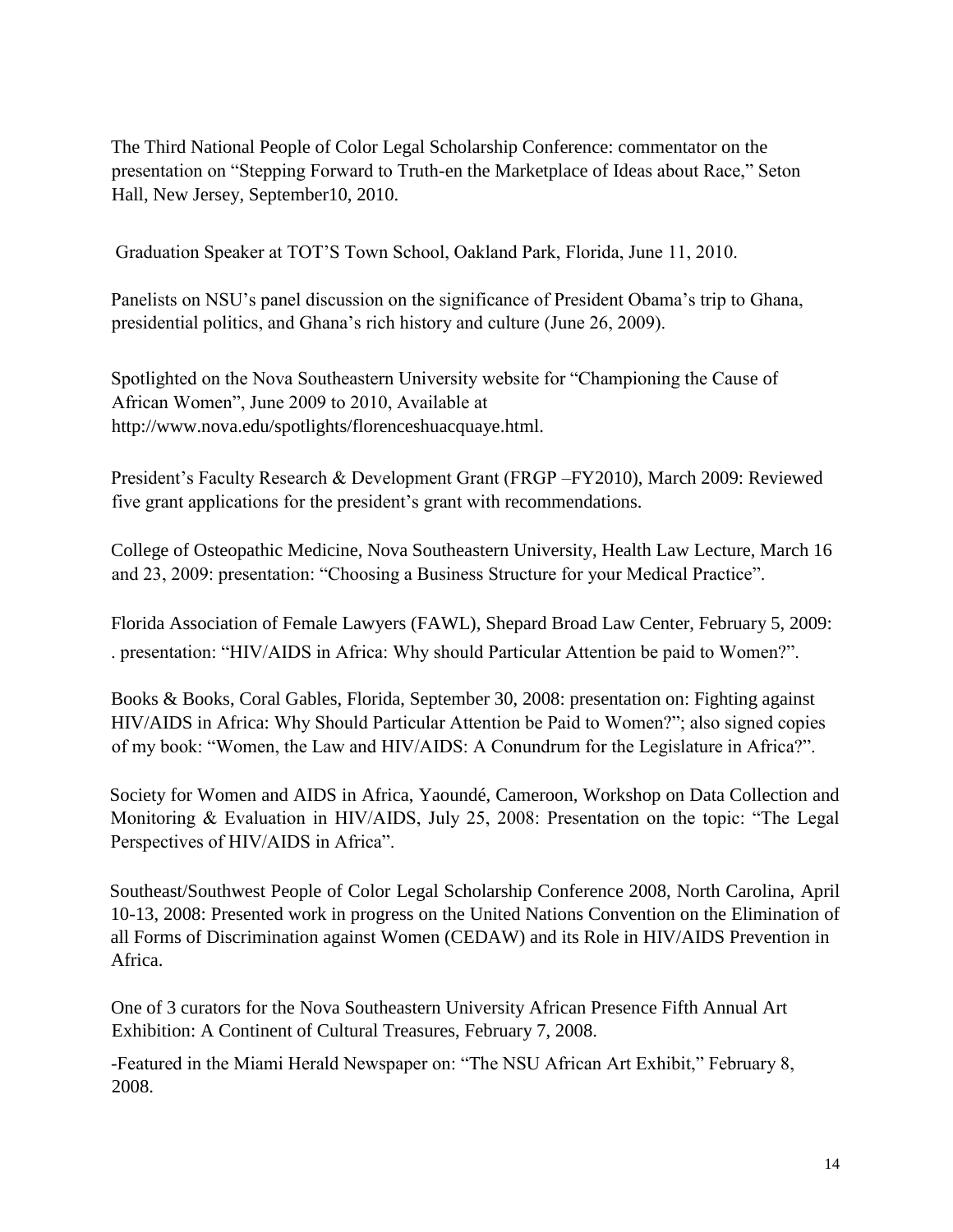The Third National People of Color Legal Scholarship Conference: commentator on the presentation on "Stepping Forward to Truth-en the Marketplace of Ideas about Race," Seton Hall, New Jersey, September10, 2010.

Graduation Speaker at TOT'S Town School, Oakland Park, Florida, June 11, 2010.

Panelists on NSU's panel discussion on the significance of President Obama's trip to Ghana, presidential politics, and Ghana's rich history and culture (June 26, 2009).

Spotlighted on the Nova Southeastern University website for "Championing the Cause of African Women", June 2009 to 2010, Available at http://www.nova.edu/spotlights/florenceshuacquaye.html.

President's Faculty Research & Development Grant (FRGP –FY2010), March 2009: Reviewed five grant applications for the president's grant with recommendations.

College of Osteopathic Medicine, Nova Southeastern University, Health Law Lecture, March 16 and 23, 2009: presentation: "Choosing a Business Structure for your Medical Practice".

Florida Association of Female Lawyers (FAWL), Shepard Broad Law Center, February 5, 2009: . presentation: "HIV/AIDS in Africa: Why should Particular Attention be paid to Women?".

Books & Books, Coral Gables, Florida, September 30, 2008: presentation on: Fighting against HIV/AIDS in Africa: Why Should Particular Attention be Paid to Women?"; also signed copies of my book: "Women, the Law and HIV/AIDS: A Conundrum for the Legislature in Africa?".

Society for Women and AIDS in Africa, Yaoundé, Cameroon, Workshop on Data Collection and Monitoring & Evaluation in HIV/AIDS, July 25, 2008: Presentation on the topic: "The Legal Perspectives of HIV/AIDS in Africa".

Southeast/Southwest People of Color Legal Scholarship Conference 2008, North Carolina, April 10-13, 2008: Presented work in progress on the United Nations Convention on the Elimination of all Forms of Discrimination against Women (CEDAW) and its Role in HIV/AIDS Prevention in Africa.

One of 3 curators for the Nova Southeastern University African Presence Fifth Annual Art Exhibition: A Continent of Cultural Treasures, February 7, 2008.

-Featured in the Miami Herald Newspaper on: "The NSU African Art Exhibit," February 8, 2008.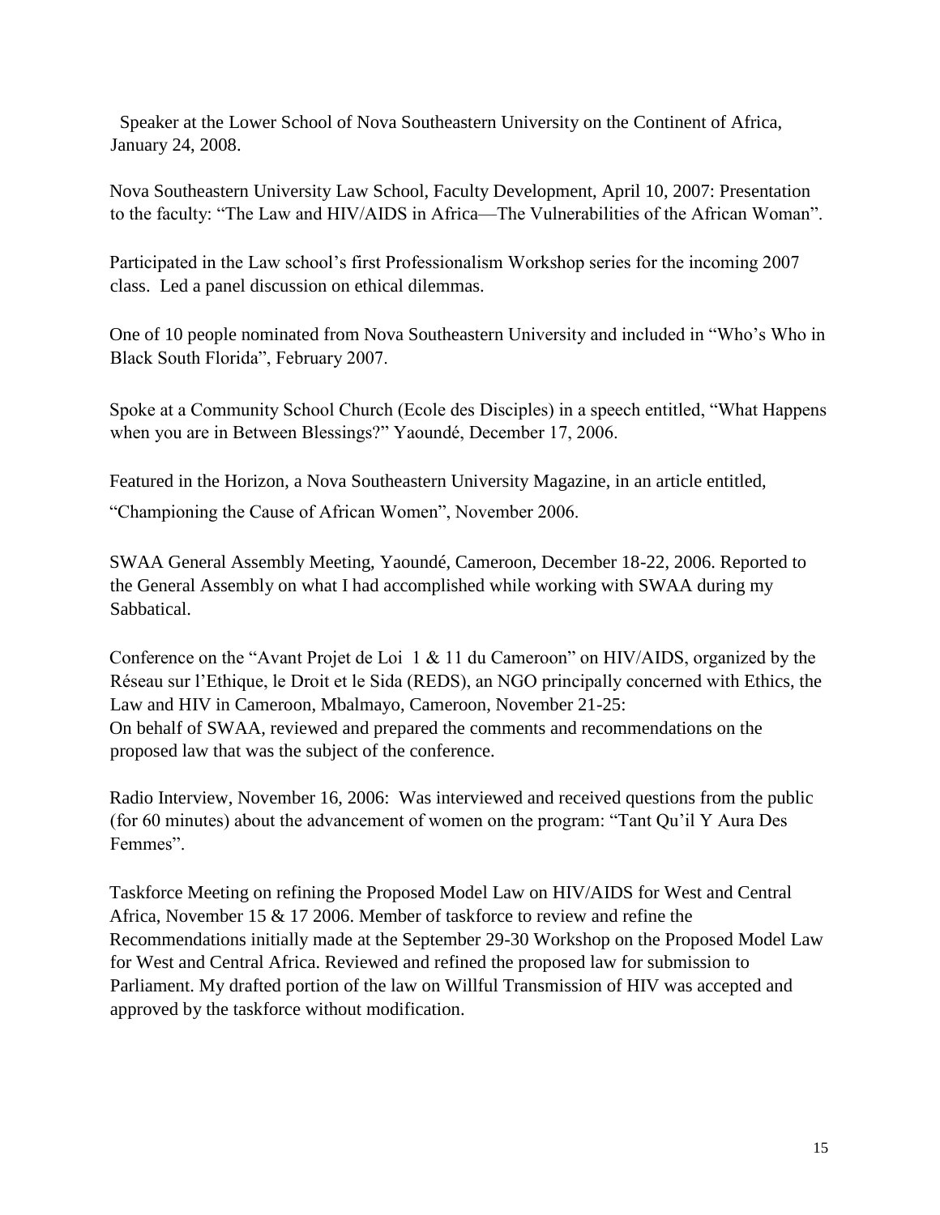Speaker at the Lower School of Nova Southeastern University on the Continent of Africa, January 24, 2008.

Nova Southeastern University Law School, Faculty Development, April 10, 2007: Presentation to the faculty: "The Law and HIV/AIDS in Africa—The Vulnerabilities of the African Woman".

Participated in the Law school's first Professionalism Workshop series for the incoming 2007 class. Led a panel discussion on ethical dilemmas.

One of 10 people nominated from Nova Southeastern University and included in "Who's Who in Black South Florida", February 2007.

Spoke at a Community School Church (Ecole des Disciples) in a speech entitled, "What Happens when you are in Between Blessings?" Yaoundé, December 17, 2006.

Featured in the Horizon, a Nova Southeastern University Magazine, in an article entitled, "Championing the Cause of African Women", November 2006.

SWAA General Assembly Meeting, Yaoundé, Cameroon, December 18-22, 2006. Reported to the General Assembly on what I had accomplished while working with SWAA during my Sabbatical.

Conference on the "Avant Projet de Loi 1 & 11 du Cameroon" on HIV/AIDS, organized by the Réseau sur l'Ethique, le Droit et le Sida (REDS), an NGO principally concerned with Ethics, the Law and HIV in Cameroon, Mbalmayo, Cameroon, November 21-25:
On behalf of SWAA, reviewed and prepared the comments and recommendations on the proposed law that was the subject of the conference.

Radio Interview, November 16, 2006: Was interviewed and received questions from the public (for 60 minutes) about the advancement of women on the program: "Tant Qu'il Y Aura Des Femmes".

Taskforce Meeting on refining the Proposed Model Law on HIV/AIDS for West and Central Africa, November 15 & 17 2006. Member of taskforce to review and refine the Recommendations initially made at the September 29-30 Workshop on the Proposed Model Law for West and Central Africa. Reviewed and refined the proposed law for submission to Parliament. My drafted portion of the law on Willful Transmission of HIV was accepted and approved by the taskforce without modification.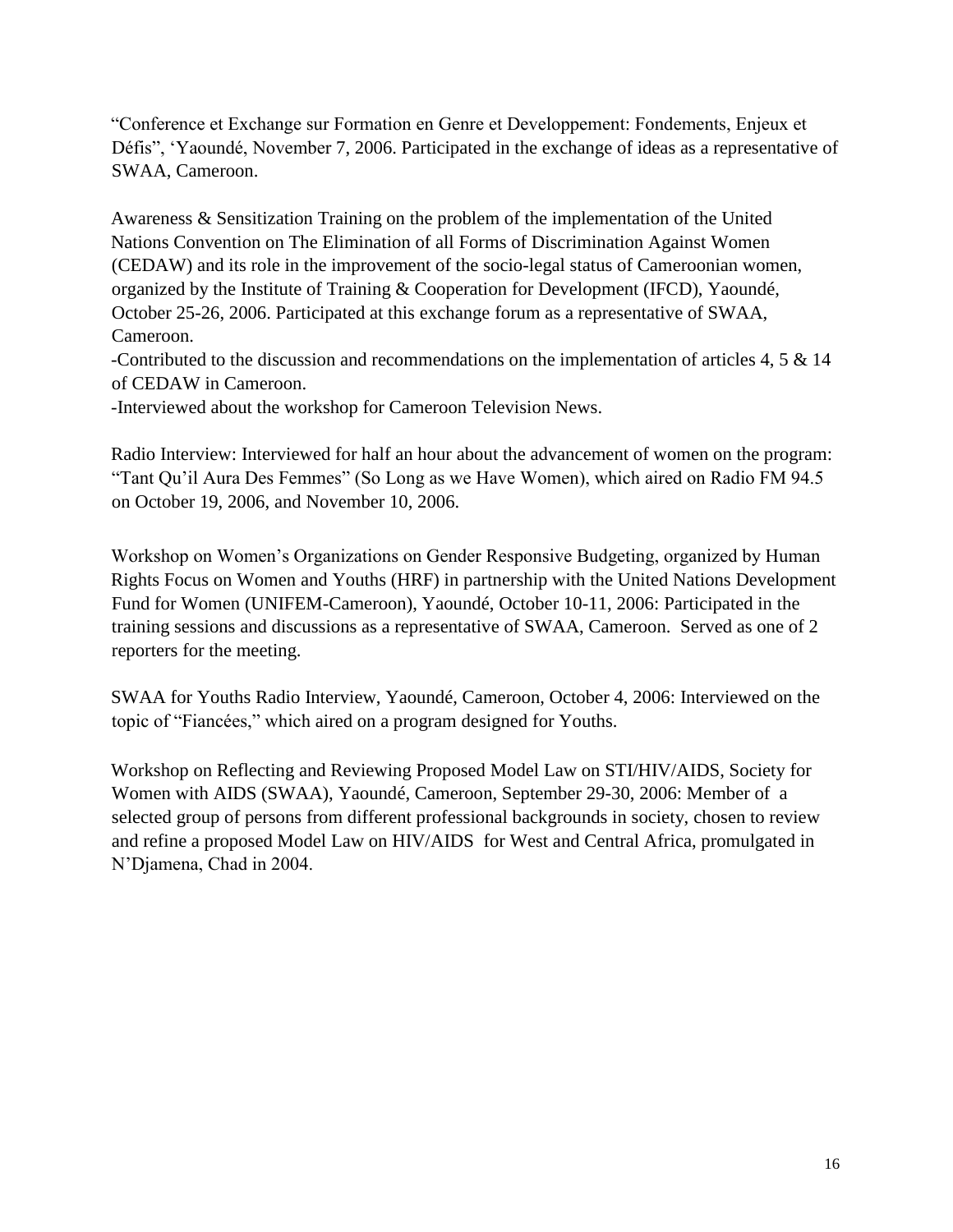"Conference et Exchange sur Formation en Genre et Developpement: Fondements, Enjeux et Défis", 'Yaoundé, November 7, 2006. Participated in the exchange of ideas as a representative of SWAA, Cameroon.

Awareness & Sensitization Training on the problem of the implementation of the United Nations Convention on The Elimination of all Forms of Discrimination Against Women (CEDAW) and its role in the improvement of the socio-legal status of Cameroonian women, organized by the Institute of Training & Cooperation for Development (IFCD), Yaoundé, October 25-26, 2006. Participated at this exchange forum as a representative of SWAA, Cameroon.

-Contributed to the discussion and recommendations on the implementation of articles 4, 5 & 14 of CEDAW in Cameroon.

-Interviewed about the workshop for Cameroon Television News.

Radio Interview: Interviewed for half an hour about the advancement of women on the program: "Tant Qu'il Aura Des Femmes" (So Long as we Have Women), which aired on Radio FM 94.5 on October 19, 2006, and November 10, 2006.

Workshop on Women's Organizations on Gender Responsive Budgeting, organized by Human Rights Focus on Women and Youths (HRF) in partnership with the United Nations Development Fund for Women (UNIFEM-Cameroon), Yaoundé, October 10-11, 2006: Participated in the training sessions and discussions as a representative of SWAA, Cameroon. Served as one of 2 reporters for the meeting.

SWAA for Youths Radio Interview, Yaoundé, Cameroon, October 4, 2006: Interviewed on the topic of "Fiancées," which aired on a program designed for Youths.

Workshop on Reflecting and Reviewing Proposed Model Law on STI/HIV/AIDS, Society for Women with AIDS (SWAA), Yaoundé, Cameroon, September 29-30, 2006: Member of a selected group of persons from different professional backgrounds in society, chosen to review and refine a proposed Model Law on HIV/AIDS for West and Central Africa, promulgated in N'Djamena, Chad in 2004.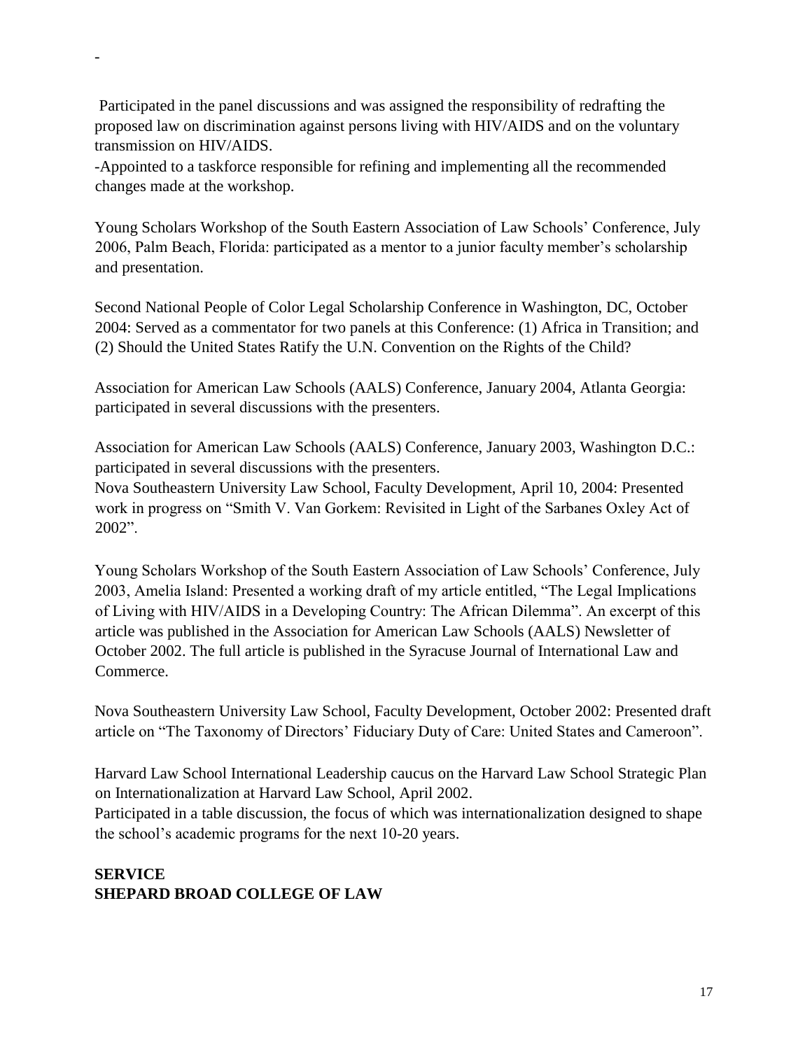-

Participated in the panel discussions and was assigned the responsibility of redrafting the proposed law on discrimination against persons living with HIV/AIDS and on the voluntary transmission on HIV/AIDS.

-Appointed to a taskforce responsible for refining and implementing all the recommended changes made at the workshop.

Young Scholars Workshop of the South Eastern Association of Law Schools' Conference, July 2006, Palm Beach, Florida: participated as a mentor to a junior faculty member's scholarship and presentation.

Second National People of Color Legal Scholarship Conference in Washington, DC, October 2004: Served as a commentator for two panels at this Conference: (1) Africa in Transition; and (2) Should the United States Ratify the U.N. Convention on the Rights of the Child?

Association for American Law Schools (AALS) Conference, January 2004, Atlanta Georgia: participated in several discussions with the presenters.

Association for American Law Schools (AALS) Conference, January 2003, Washington D.C.: participated in several discussions with the presenters.

Nova Southeastern University Law School, Faculty Development, April 10, 2004: Presented work in progress on "Smith V. Van Gorkem: Revisited in Light of the Sarbanes Oxley Act of 2002".

Young Scholars Workshop of the South Eastern Association of Law Schools' Conference, July 2003, Amelia Island: Presented a working draft of my article entitled, "The Legal Implications of Living with HIV/AIDS in a Developing Country: The African Dilemma". An excerpt of this article was published in the Association for American Law Schools (AALS) Newsletter of October 2002. The full article is published in the Syracuse Journal of International Law and Commerce.

Nova Southeastern University Law School, Faculty Development, October 2002: Presented draft article on "The Taxonomy of Directors' Fiduciary Duty of Care: United States and Cameroon".

Harvard Law School International Leadership caucus on the Harvard Law School Strategic Plan on Internationalization at Harvard Law School, April 2002.

Participated in a table discussion, the focus of which was internationalization designed to shape the school's academic programs for the next 10-20 years.

**SERVICE**
**SHEPARD BROAD COLLEGE OF LAW**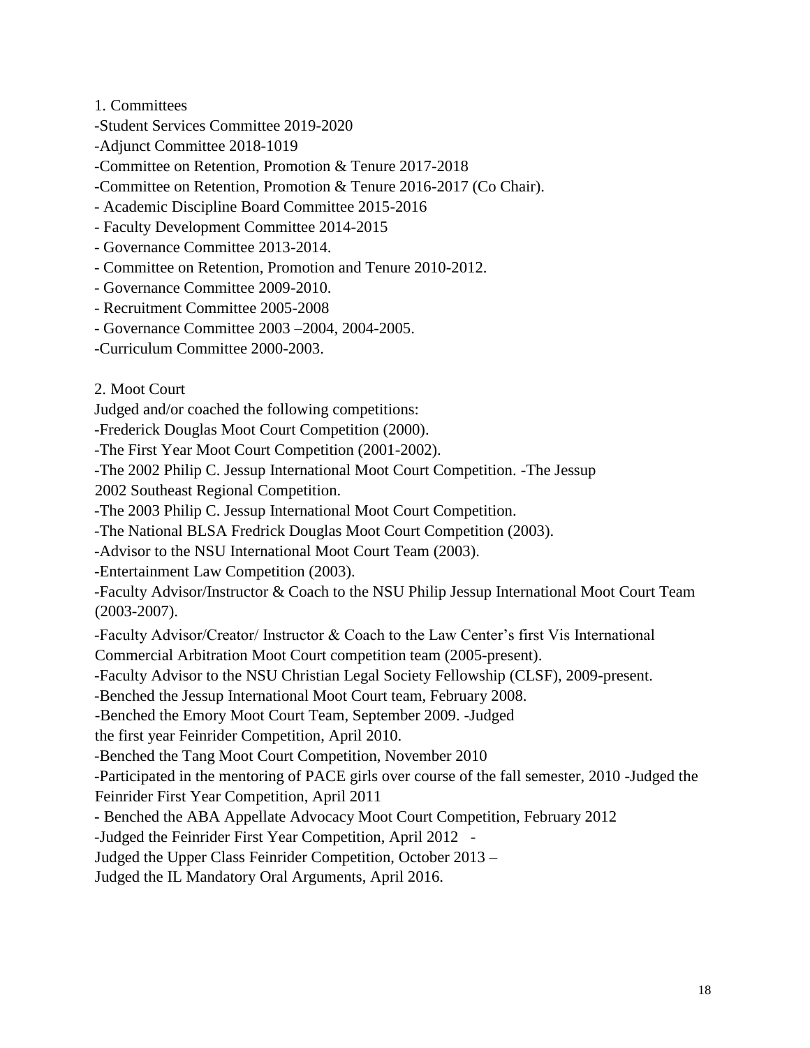1. Committees

-Student Services Committee 2019-2020

-Adjunct Committee 2018-1019

-Committee on Retention, Promotion & Tenure 2017-2018

-Committee on Retention, Promotion & Tenure 2016-2017 (Co Chair).

- Academic Discipline Board Committee 2015-2016

- Faculty Development Committee 2014-2015

- Governance Committee 2013-2014.

- Committee on Retention, Promotion and Tenure 2010-2012.

- Governance Committee 2009-2010.

- Recruitment Committee 2005-2008

- Governance Committee 2003 –2004, 2004-2005.

-Curriculum Committee 2000-2003.

2. Moot Court

Judged and/or coached the following competitions:

-Frederick Douglas Moot Court Competition (2000).

-The First Year Moot Court Competition (2001-2002).

-The 2002 Philip C. Jessup International Moot Court Competition. -The Jessup 2002 Southeast Regional Competition.

-The 2003 Philip C. Jessup International Moot Court Competition.

-The National BLSA Fredrick Douglas Moot Court Competition (2003).

-Advisor to the NSU International Moot Court Team (2003).

-Entertainment Law Competition (2003).

-Faculty Advisor/Instructor & Coach to the NSU Philip Jessup International Moot Court Team (2003-2007).

-Faculty Advisor/Creator/ Instructor & Coach to the Law Center's first Vis International Commercial Arbitration Moot Court competition team (2005-present).

-Faculty Advisor to the NSU Christian Legal Society Fellowship (CLSF), 2009-present.

-Benched the Jessup International Moot Court team, February 2008.

-Benched the Emory Moot Court Team, September 2009. -Judged the first year Feinrider Competition, April 2010.

-Benched the Tang Moot Court Competition, November 2010

-Participated in the mentoring of PACE girls over course of the fall semester, 2010 -Judged the Feinrider First Year Competition, April 2011

- Benched the ABA Appellate Advocacy Moot Court Competition, February 2012

-Judged the Feinrider First Year Competition, April 2012 -

Judged the Upper Class Feinrider Competition, October 2013 –

Judged the IL Mandatory Oral Arguments, April 2016.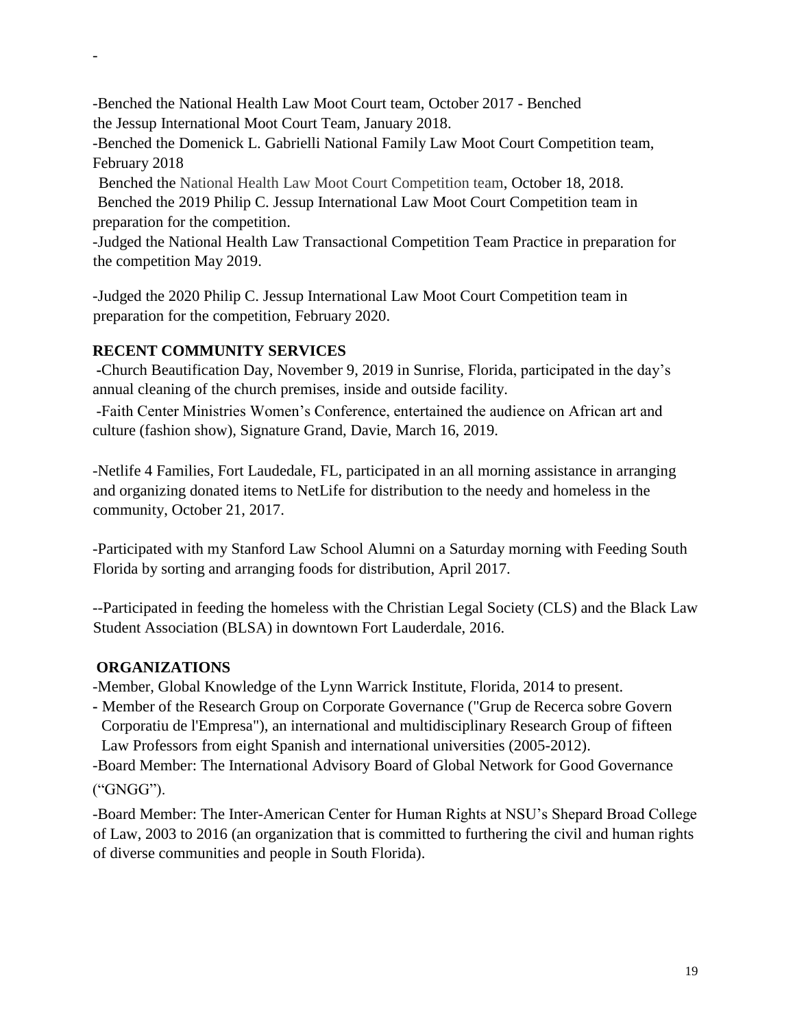-

-Benched the National Health Law Moot Court team, October 2017 - Benched the Jessup International Moot Court Team, January 2018.

-Benched the Domenick L. Gabrielli National Family Law Moot Court Competition team, February 2018

Benched the National Health Law Moot Court Competition team, October 18, 2018.

Benched the 2019 Philip C. Jessup International Law Moot Court Competition team in preparation for the competition.

-Judged the National Health Law Transactional Competition Team Practice in preparation for the competition May 2019.

-Judged the 2020 Philip C. Jessup International Law Moot Court Competition team in preparation for the competition, February 2020.

## RECENT COMMUNITY SERVICES

-Church Beautification Day, November 9, 2019 in Sunrise, Florida, participated in the day's annual cleaning of the church premises, inside and outside facility.

-Faith Center Ministries Women's Conference, entertained the audience on African art and culture (fashion show), Signature Grand, Davie, March 16, 2019.

-Netlife 4 Families, Fort Laudedale, FL, participated in an all morning assistance in arranging and organizing donated items to NetLife for distribution to the needy and homeless in the community, October 21, 2017.

-Participated with my Stanford Law School Alumni on a Saturday morning with Feeding South Florida by sorting and arranging foods for distribution, April 2017.

--Participated in feeding the homeless with the Christian Legal Society (CLS) and the Black Law Student Association (BLSA) in downtown Fort Lauderdale, 2016.

## ORGANIZATIONS

-Member, Global Knowledge of the Lynn Warrick Institute, Florida, 2014 to present.

- Member of the Research Group on Corporate Governance ("Grup de Recerca sobre Govern Corporatiu de l'Empresa"), an international and multidisciplinary Research Group of fifteen Law Professors from eight Spanish and international universities (2005-2012).

-Board Member: The International Advisory Board of Global Network for Good Governance ("GNGG").

-Board Member: The Inter-American Center for Human Rights at NSU's Shepard Broad College of Law, 2003 to 2016 (an organization that is committed to furthering the civil and human rights of diverse communities and people in South Florida).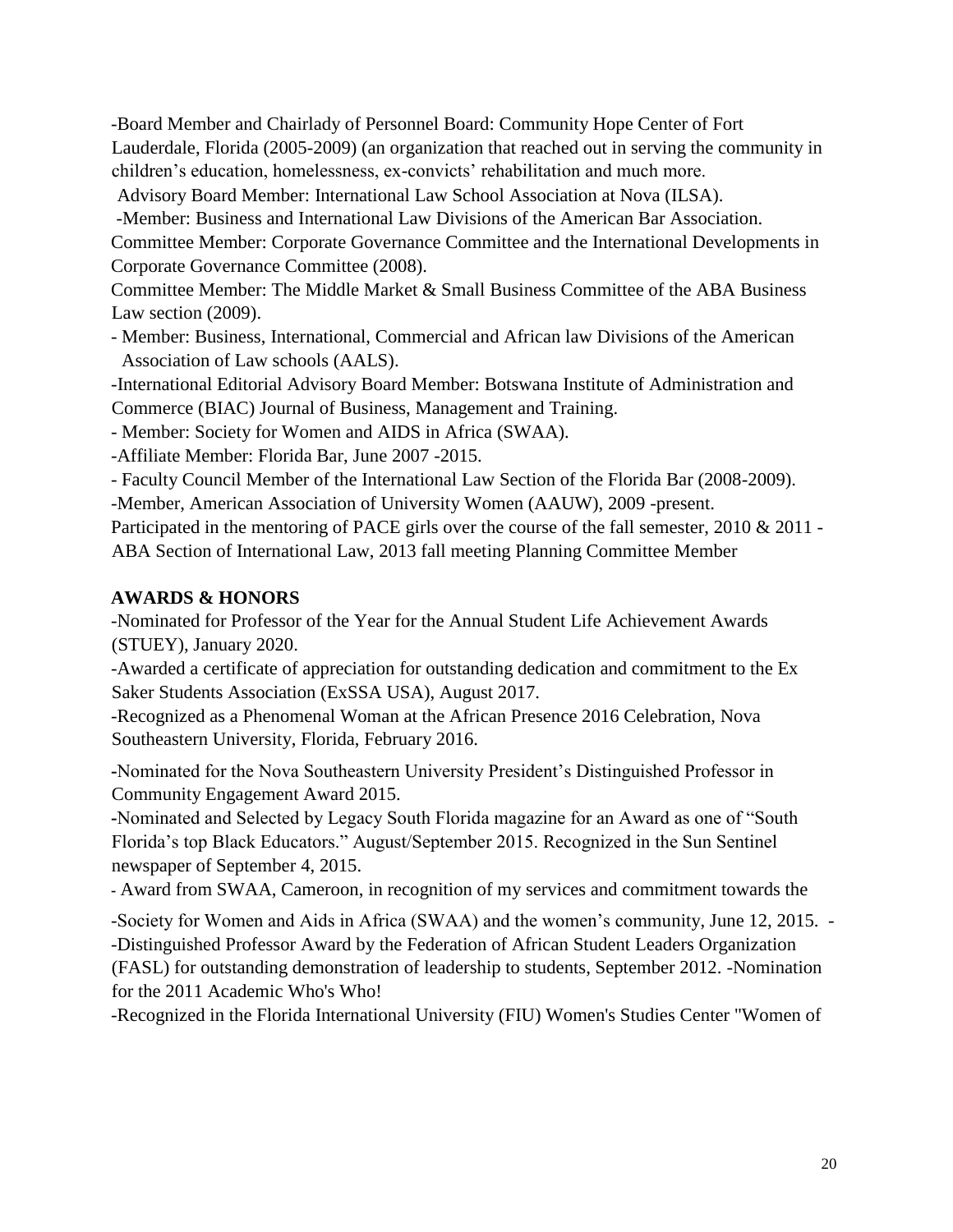-Board Member and Chairlady of Personnel Board: Community Hope Center of Fort Lauderdale, Florida (2005-2009) (an organization that reached out in serving the community in children's education, homelessness, ex-convicts' rehabilitation and much more.

Advisory Board Member: International Law School Association at Nova (ILSA).

-Member: Business and International Law Divisions of the American Bar Association.

Committee Member: Corporate Governance Committee and the International Developments in Corporate Governance Committee (2008).

Committee Member: The Middle Market & Small Business Committee of the ABA Business Law section (2009).

- Member: Business, International, Commercial and African law Divisions of the American Association of Law schools (AALS).

-International Editorial Advisory Board Member: Botswana Institute of Administration and Commerce (BIAC) Journal of Business, Management and Training.

- Member: Society for Women and AIDS in Africa (SWAA).

-Affiliate Member: Florida Bar, June 2007 -2015.

- Faculty Council Member of the International Law Section of the Florida Bar (2008-2009).

-Member, American Association of University Women (AAUW), 2009 -present.

Participated in the mentoring of PACE girls over the course of the fall semester, 2010 & 2011 - ABA Section of International Law, 2013 fall meeting Planning Committee Member

**AWARDS & HONORS**

-Nominated for Professor of the Year for the Annual Student Life Achievement Awards (STUEY), January 2020.

-Awarded a certificate of appreciation for outstanding dedication and commitment to the Ex Saker Students Association (ExSSA USA), August 2017.

-Recognized as a Phenomenal Woman at the African Presence 2016 Celebration, Nova Southeastern University, Florida, February 2016.

-Nominated for the Nova Southeastern University President's Distinguished Professor in Community Engagement Award 2015.

-Nominated and Selected by Legacy South Florida magazine for an Award as one of "South Florida's top Black Educators." August/September 2015. Recognized in the Sun Sentinel newspaper of September 4, 2015.

- Award from SWAA, Cameroon, in recognition of my services and commitment towards the

-Society for Women and Aids in Africa (SWAA) and the women's community, June 12, 2015. - -Distinguished Professor Award by the Federation of African Student Leaders Organization (FASL) for outstanding demonstration of leadership to students, September 2012. -Nomination for the 2011 Academic Who's Who!

-Recognized in the Florida International University (FIU) Women's Studies Center "Women of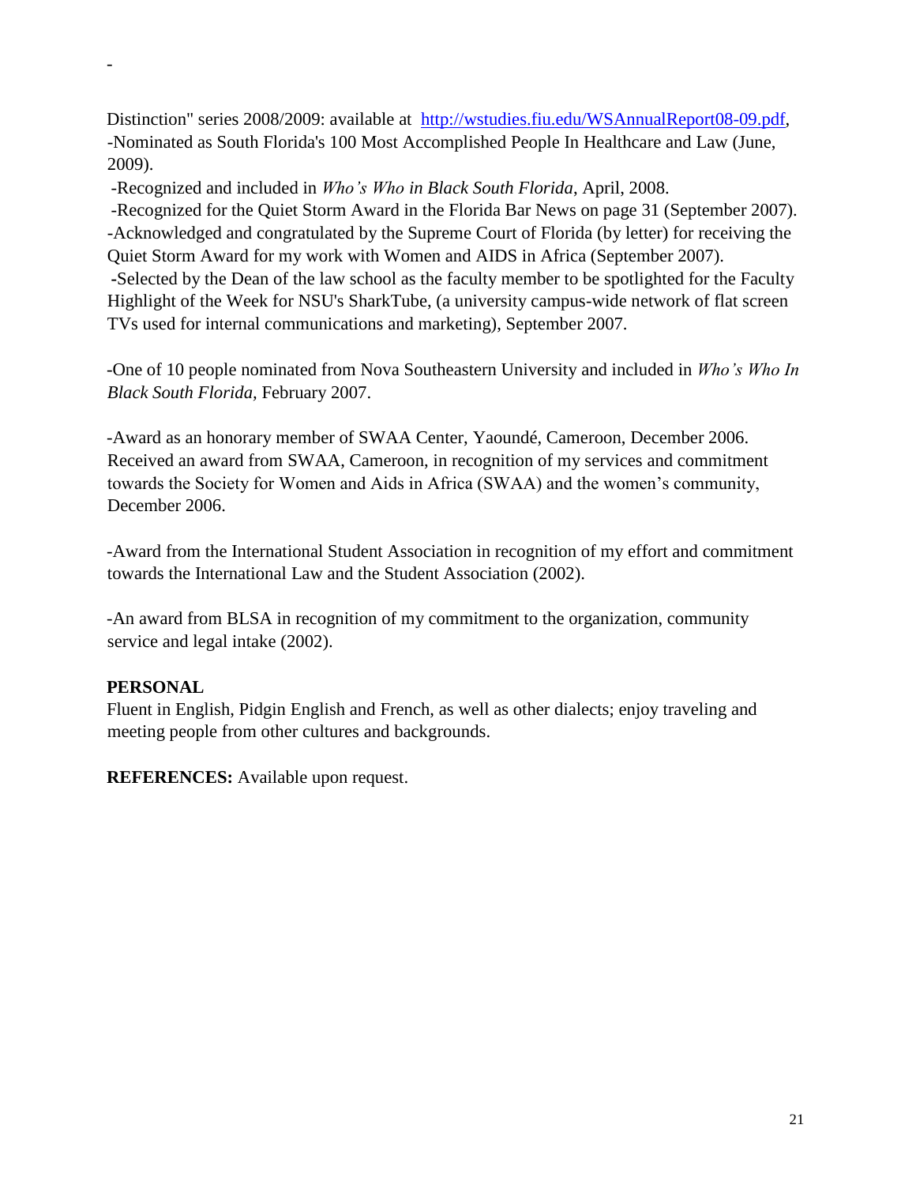-

Distinction" series 2008/2009: available at http://wstudies.fiu.edu/WSAnnualReport08-09.pdf,
-Nominated as South Florida's 100 Most Accomplished People In Healthcare and Law (June, 2009).

-Recognized and included in *Who's Who in Black South Florida*, April, 2008.

-Recognized for the Quiet Storm Award in the Florida Bar News on page 31 (September 2007).

-Acknowledged and congratulated by the Supreme Court of Florida (by letter) for receiving the Quiet Storm Award for my work with Women and AIDS in Africa (September 2007).

-Selected by the Dean of the law school as the faculty member to be spotlighted for the Faculty Highlight of the Week for NSU's SharkTube, (a university campus-wide network of flat screen TVs used for internal communications and marketing), September 2007.

-One of 10 people nominated from Nova Southeastern University and included in *Who's Who In Black South Florida*, February 2007.

-Award as an honorary member of SWAA Center, Yaoundé, Cameroon, December 2006. Received an award from SWAA, Cameroon, in recognition of my services and commitment towards the Society for Women and Aids in Africa (SWAA) and the women's community, December 2006.

-Award from the International Student Association in recognition of my effort and commitment towards the International Law and the Student Association (2002).

-An award from BLSA in recognition of my commitment to the organization, community service and legal intake (2002).

**PERSONAL**

Fluent in English, Pidgin English and French, as well as other dialects; enjoy traveling and meeting people from other cultures and backgrounds.

**REFERENCES:** Available upon request.